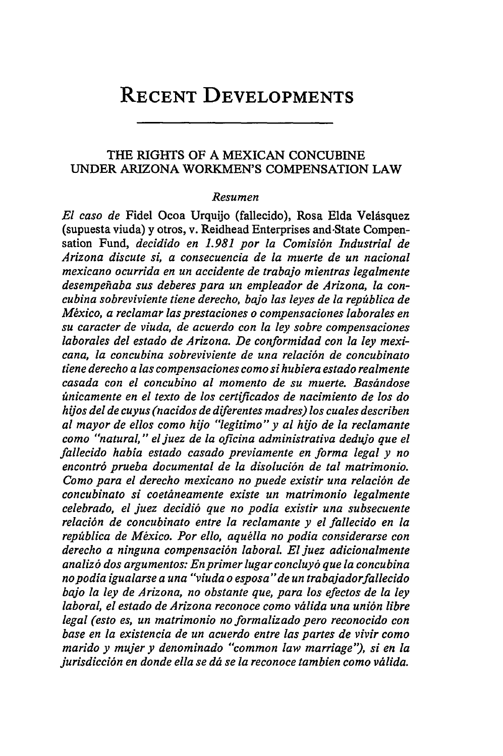# Recent Developments

## THE RIGHTS OF A MEXICAN CONCUBINE UNDER ARIZONA WORKMEN'S COMPENSATION LAW

*Resumen*

*El caso de* Fidel Ocoa Urquijo (fallecido), Rosa Elda Velásquez (supuesta viuda) y otros, v. Reidhead Enterprises and State Compensation Fund, *decidido en 1.981 por la Comisión Industrial de Arizona discute si, a consecuencia de la muerte de un nacional mexicano ocurrida en un accidente de trabajo mientras legalmente desempeñaba sus deberes para un empleador de Arizona, la concubina sobreviviente tiene derecho, bajo las leyes de la república de México, a reclamar las prestaciones o compensaciones laborales en su caracter de viuda, de acuerdo con la ley sobre compensaciones laborales del estado de Arizona. De conformidad con la ley mexicana, la concubina sobreviviente de una relación de concubinato tiene derecho a las compensaciones como si hubiera estado realmente casada con el concubino al momento de su muerte. Basándose únicamente en el texto de los certificados de nacimiento de los do hijos del de cuyus (nacidos de diferentes madres) los cuales describen al mayor de ellos como hijo "legitimo" y al hijo de la reclamante como "natural," el juez de la oficina administrativa dedujo que el fallecido había estado casado previamente en forma legal y no encontró prueba documental de la disolución de tal matrimonio. Como para el derecho mexicano no puede existir una relación de concubinato si coetáneamente existe un matrimonio legalmente celebrado, el juez decidió que no podia existir una subsecuente relación de concubinato entre la reclamante y el fallecido en la república de México. Por ello, aquélla no podia considerarse con derecho a ninguna compensación laboral. El juez adicionalmente analizó dos argumentos: En primer lugar concluyó que la concubina no podia igualarse a una "viuda o esposa" de un trabajador fallecido bajo la ley de Arizona, no obstante que, para los efectos de la ley laboral, el estado de Arizona reconoce como válida una unión libre legal (esto es, un matrimonio no formalizado pero reconocido con base en la existencia de un acuerdo entre las partes de vivir como marido y mujer y denominado "common law marriage"), si en la jurisdicción en donde ella se dá se la reconoce tambien como válida.*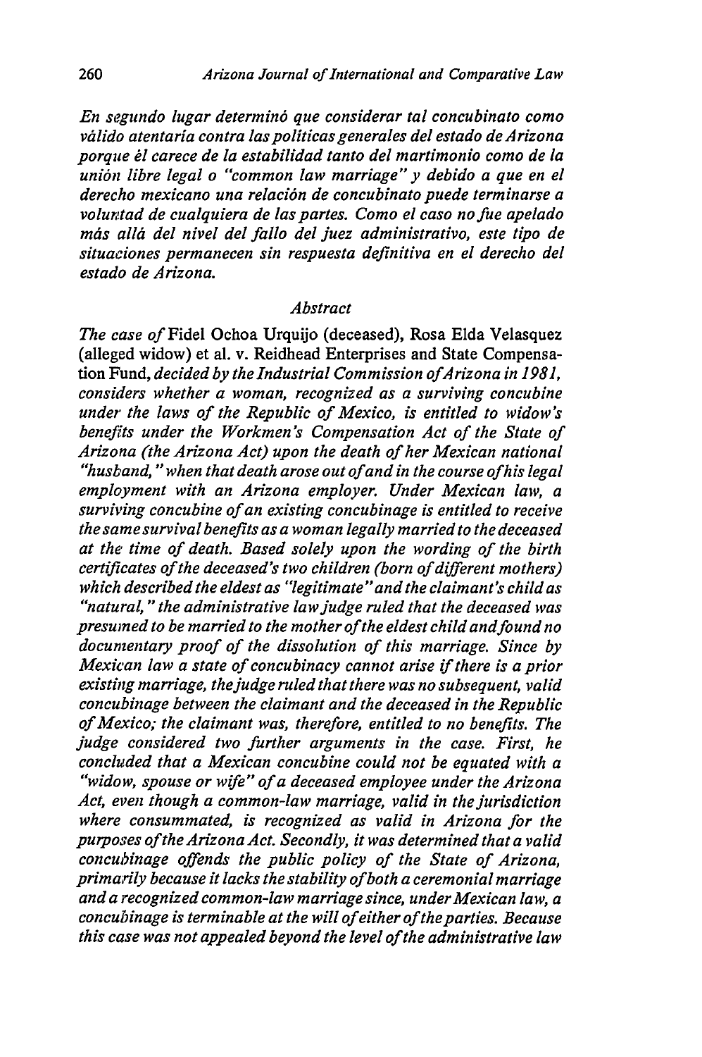*En segundo lugar determinó que considerar tal concubinato como válido atentaría contra las politicas generales del estado de Arizona porque él carece de la estabilidad tanto del martimonio como de la unión libre legal o "common law marriage" y debido a que en el derecho mexicano una relación de concubinato puede terminarse a voluntad de cualquiera de las partes. Como el caso no fue apelado más allá del nivel del fallo del juez administrativo, este tipo de situaciones permanecen sin respuesta definitiva en el derecho del estado de Arizona.*

## *Abstract*

*The case of* Fidel Ochoa Urquijo (deceased), Rosa Elda Velasquez (alleged widow) et al. v. Reidhead Enterprises and State Compensation Fund, *decided by the Industrial Commission of Arizona in 1981, considers whether a woman, recognized as a surviving concubine under the laws of the Republic of Mexico, is entitled to widow's benefits under the Workmen's Compensation Act of the State of Arizona (the Arizona Act) upon the death of her Mexican national "husband," when that death arose out of and in the course of his legal employment with an Arizona employer. Under Mexican law, a surviving concubine of an existing concubinage is entitled to receive the same survival benefits as a woman legally married to the deceased at the time of death. Based solely upon the wording of the birth certificates of the deceased's two children (born of different mothers) which described the eldest as "legitimate" and the claimant's child as "natural," the administrative law judge ruled that the deceased was presumed to be married to the mother of the eldest child and found no documentary proof of the dissolution of this marriage. Since by Mexican law a state of concubinacy cannot arise if there is a prior existing marriage, the judge ruled that there was no subsequent, valid concubinage between the claimant and the deceased in the Republic of Mexico; the claimant was, therefore, entitled to no benefits. The judge considered two further arguments in the case. First, he concluded that a Mexican concubine could not be equated with a "widow, spouse or wife" of a deceased employee under the Arizona Act, even though a common-law marriage, valid in the jurisdiction where consummated, is recognized as valid in Arizona for the purposes of the Arizona Act. Secondly, it was determined that a valid concubinage offends the public policy of the State of Arizona, primarily because it lacks the stability of both a ceremonial marriage and a recognized common-law marriage since, under Mexican law, a concubinage is terminable at the will of either of the parties. Because this case was not appealed beyond the level of the administrative law*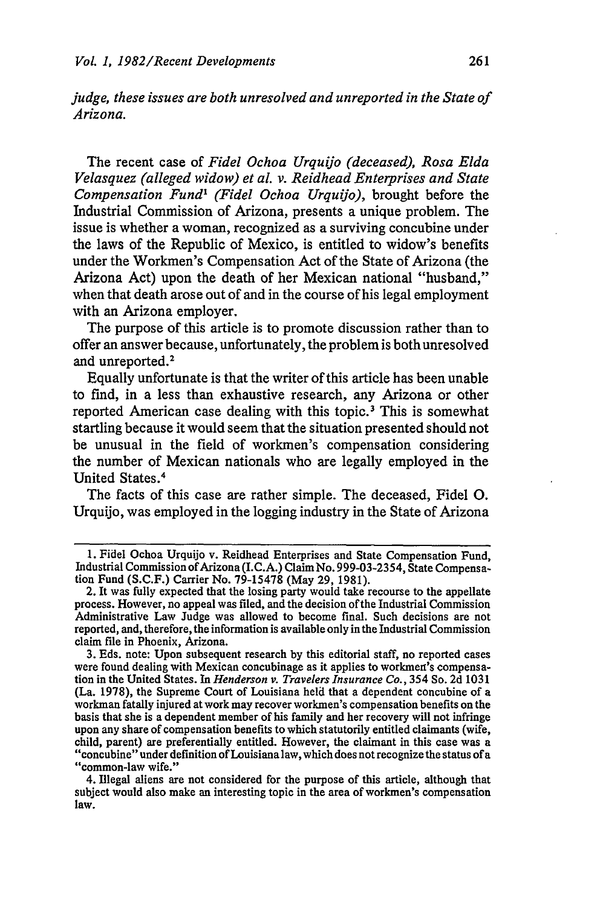*judge, these issues are both unresolved and unreported in the State of Arizona.*

The recent case of *Fidel Ochoa Urquijo (deceased), Rosa Elda Velasquez (alleged widow) et al. v. Reidhead Enterprises and State Compensation Fund*[1] *(Fidel Ochoa Urquijo)*, brought before the Industrial Commission of Arizona, presents a unique problem. The issue is whether a woman, recognized as a surviving concubine under the laws of the Republic of Mexico, is entitled to widow's benefits under the Workmen's Compensation Act of the State of Arizona (the Arizona Act) upon the death of her Mexican national "husband," when that death arose out of and in the course of his legal employment with an Arizona employer.

The purpose of this article is to promote discussion rather than to offer an answer because, unfortunately, the problem is both unresolved and unreported.[2]

Equally unfortunate is that the writer of this article has been unable to find, in a less than exhaustive research, any Arizona or other reported American case dealing with this topic.[3] This is somewhat startling because it would seem that the situation presented should not be unusual in the field of workmen's compensation considering the number of Mexican nationals who are legally employed in the United States.[4]

The facts of this case are rather simple. The deceased, Fidel O. Urquijo, was employed in the logging industry in the State of Arizona

---

1. Fidel Ochoa Urquijo v. Reidhead Enterprises and State Compensation Fund, Industrial Commission of Arizona (I.C.A.) Claim No. 999-03-2354, State Compensation Fund (S.C.F.) Carrier No. 79-15478 (May 29, 1981).

2. It was fully expected that the losing party would take recourse to the appellate process. However, no appeal was filed, and the decision of the Industrial Commission Administrative Law Judge was allowed to become final. Such decisions are not reported, and, therefore, the information is available only in the Industrial Commission claim file in Phoenix, Arizona.

3. Eds. note: Upon subsequent research by this editorial staff, no reported cases were found dealing with Mexican concubinage as it applies to workmen's compensation in the United States. In *Henderson v. Travelers Insurance Co.*, 354 So. 2d 1031 (La. 1978), the Supreme Court of Louisiana held that a dependent concubine of a workman fatally injured at work may recover workmen's compensation benefits on the basis that she is a dependent member of his family and her recovery will not infringe upon any share of compensation benefits to which statutorily entitled claimants (wife, child, parent) are preferentially entitled. However, the claimant in this case was a "concubine" under definition of Louisiana law, which does not recognize the status of a "common-law wife."

4. Illegal aliens are not considered for the purpose of this article, although that subject would also make an interesting topic in the area of workmen's compensation law.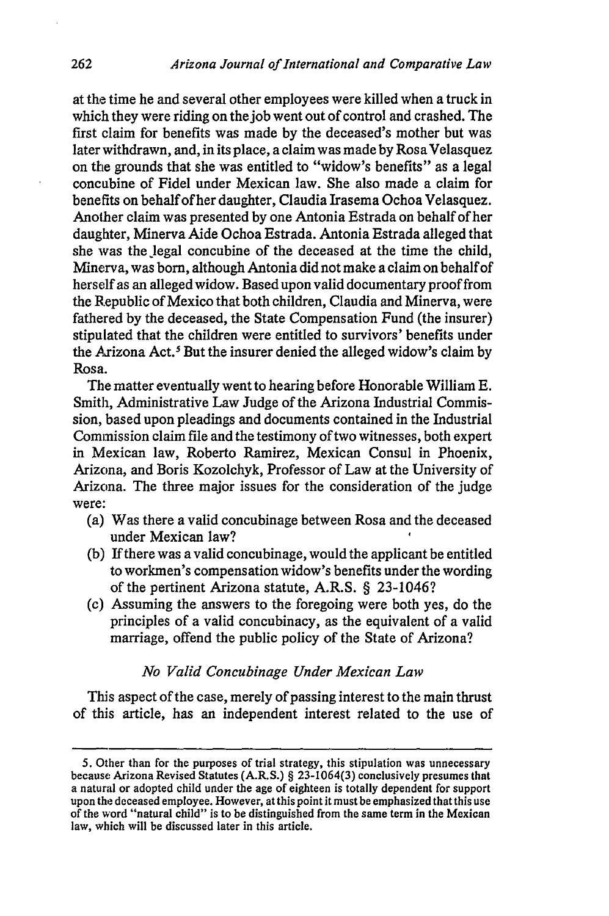at the time he and several other employees were killed when a truck in which they were riding on the job went out of control and crashed. The first claim for benefits was made by the deceased's mother but was later withdrawn, and, in its place, a claim was made by Rosa Velasquez on the grounds that she was entitled to "widow's benefits" as a legal concubine of Fidel under Mexican law. She also made a claim for benefits on behalf of her daughter, Claudia Irasema Ochoa Velasquez. Another claim was presented by one Antonia Estrada on behalf of her daughter, Minerva Aide Ochoa Estrada. Antonia Estrada alleged that she was the legal concubine of the deceased at the time the child, Minerva, was born, although Antonia did not make a claim on behalf of herself as an alleged widow. Based upon valid documentary proof from the Republic of Mexico that both children, Claudia and Minerva, were fathered by the deceased, the State Compensation Fund (the insurer) stipulated that the children were entitled to survivors' benefits under the Arizona Act.[5] But the insurer denied the alleged widow's claim by Rosa.

The matter eventually went to hearing before Honorable William E. Smith, Administrative Law Judge of the Arizona Industrial Commission, based upon pleadings and documents contained in the Industrial Commission claim file and the testimony of two witnesses, both expert in Mexican law, Roberto Ramirez, Mexican Consul in Phoenix, Arizona, and Boris Kozolchyk, Professor of Law at the University of Arizona. The three major issues for the consideration of the judge were:

(a) Was there a valid concubinage between Rosa and the deceased under Mexican law?

(b) If there was a valid concubinage, would the applicant be entitled to workmen's compensation widow's benefits under the wording of the pertinent Arizona statute, A.R.S. § 23-1046?

(c) Assuming the answers to the foregoing were both yes, do the principles of a valid concubinacy, as the equivalent of a valid marriage, offend the public policy of the State of Arizona?

### *No Valid Concubinage Under Mexican Law*

This aspect of the case, merely of passing interest to the main thrust of this article, has an independent interest related to the use of

---

5. Other than for the purposes of trial strategy, this stipulation was unnecessary because Arizona Revised Statutes (A.R.S.) § 23-1064(3) conclusively presumes that a natural or adopted child under the age of eighteen is totally dependent for support upon the deceased employee. However, at this point it must be emphasized that this use of the word "natural child" is to be distinguished from the same term in the Mexican law, which will be discussed later in this article.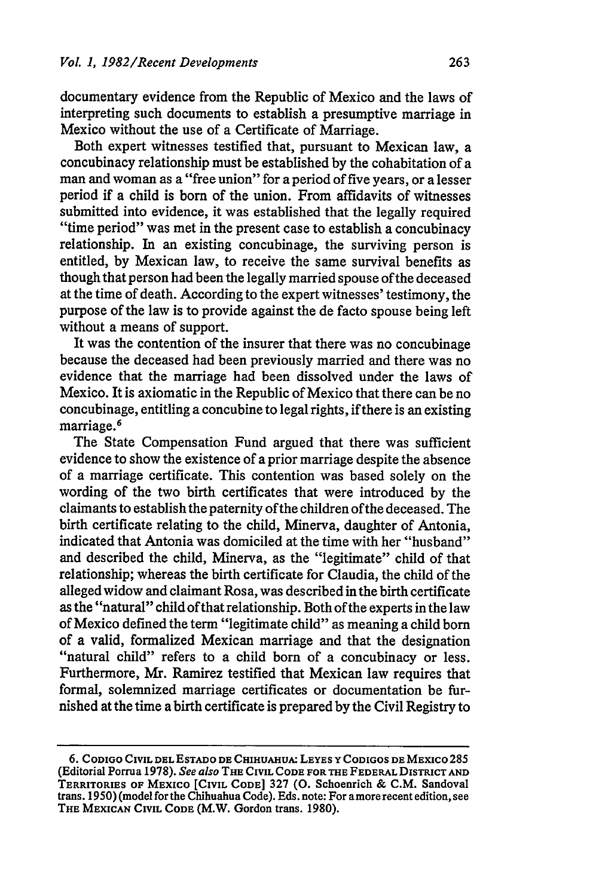documentary evidence from the Republic of Mexico and the laws of interpreting such documents to establish a presumptive marriage in Mexico without the use of a Certificate of Marriage.

Both expert witnesses testified that, pursuant to Mexican law, a concubinacy relationship must be established by the cohabitation of a man and woman as a "free union" for a period of five years, or a lesser period if a child is born of the union. From affidavits of witnesses submitted into evidence, it was established that the legally required "time period" was met in the present case to establish a concubinacy relationship. In an existing concubinage, the surviving person is entitled, by Mexican law, to receive the same survival benefits as though that person had been the legally married spouse of the deceased at the time of death. According to the expert witnesses' testimony, the purpose of the law is to provide against the de facto spouse being left without a means of support.

It was the contention of the insurer that there was no concubinage because the deceased had been previously married and there was no evidence that the marriage had been dissolved under the laws of Mexico. It is axiomatic in the Republic of Mexico that there can be no concubinage, entitling a concubine to legal rights, if there is an existing marriage.[6]

The State Compensation Fund argued that there was sufficient evidence to show the existence of a prior marriage despite the absence of a marriage certificate. This contention was based solely on the wording of the two birth certificates that were introduced by the claimants to establish the paternity of the children of the deceased. The birth certificate relating to the child, Minerva, daughter of Antonia, indicated that Antonia was domiciled at the time with her "husband" and described the child, Minerva, as the "legitimate" child of that relationship; whereas the birth certificate for Claudia, the child of the alleged widow and claimant Rosa, was described in the birth certificate as the "natural" child of that relationship. Both of the experts in the law of Mexico defined the term "legitimate child" as meaning a child born of a valid, formalized Mexican marriage and that the designation "natural child" refers to a child born of a concubinacy or less. Furthermore, Mr. Ramirez testified that Mexican law requires that formal, solemnized marriage certificates or documentation be furnished at the time a birth certificate is prepared by the Civil Registry to

---

6. CODIGO CIVIL DEL ESTADO DE CHIHUAHUA: LEYES Y CODIGOS DE MEXICO 285 (Editorial Porrua 1978). *See also* THE CIVIL CODE FOR THE FEDERAL DISTRICT AND TERRITORIES OF MEXICO [CIVIL CODE] 327 (O. Schoenrich & C.M. Sandoval trans. 1950) (model for the Chihuahua Code). Eds. note: For a more recent edition, see THE MEXICAN CIVIL CODE (M.W. Gordon trans. 1980).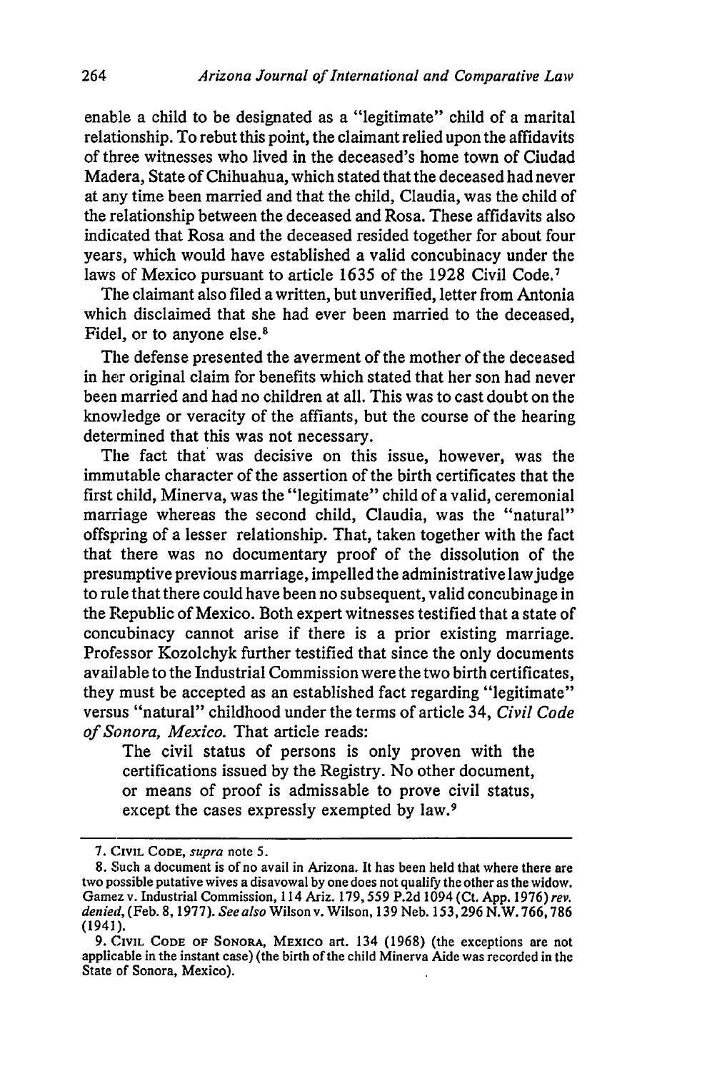enable a child to be designated as a "legitimate" child of a marital relationship. To rebut this point, the claimant relied upon the affidavits of three witnesses who lived in the deceased's home town of Ciudad Madera, State of Chihuahua, which stated that the deceased had never at any time been married and that the child, Claudia, was the child of the relationship between the deceased and Rosa. These affidavits also indicated that Rosa and the deceased resided together for about four years, which would have established a valid concubinacy under the laws of Mexico pursuant to article 1635 of the 1928 Civil Code.[7]

The claimant also filed a written, but unverified, letter from Antonia which disclaimed that she had ever been married to the deceased, Fidel, or to anyone else.[8]

The defense presented the averment of the mother of the deceased in her original claim for benefits which stated that her son had never been married and had no children at all. This was to cast doubt on the knowledge or veracity of the affiants, but the course of the hearing determined that this was not necessary.

The fact that was decisive on this issue, however, was the immutable character of the assertion of the birth certificates that the first child, Minerva, was the "legitimate" child of a valid, ceremonial marriage whereas the second child, Claudia, was the "natural" offspring of a lesser relationship. That, taken together with the fact that there was no documentary proof of the dissolution of the presumptive previous marriage, impelled the administrative law judge to rule that there could have been no subsequent, valid concubinage in the Republic of Mexico. Both expert witnesses testified that a state of concubinacy cannot arise if there is a prior existing marriage. Professor Kozolchyk further testified that since the only documents available to the Industrial Commission were the two birth certificates, they must be accepted as an established fact regarding "legitimate" versus "natural" childhood under the terms of article 34, *Civil Code of Sonora, Mexico.* That article reads:

> The civil status of persons is only proven with the certifications issued by the Registry. No other document, or means of proof is admissable to prove civil status, except the cases expressly exempted by law.[9]

---

7. CIVIL CODE, *supra* note 5.

8. Such a document is of no avail in Arizona. It has been held that where there are two possible putative wives a disavowal by one does not qualify the other as the widow. Gamez v. Industrial Commission, 114 Ariz. 179, 559 P.2d 1094 (Ct. App. 1976) *rev. denied*, (Feb. 8, 1977). *See also* Wilson v. Wilson, 139 Neb. 153, 296 N.W. 766, 786 (1941).

9. CIVIL CODE OF SONORA, MEXICO art. 134 (1968) (the exceptions are not applicable in the instant case) (the birth of the child Minerva Aide was recorded in the State of Sonora, Mexico).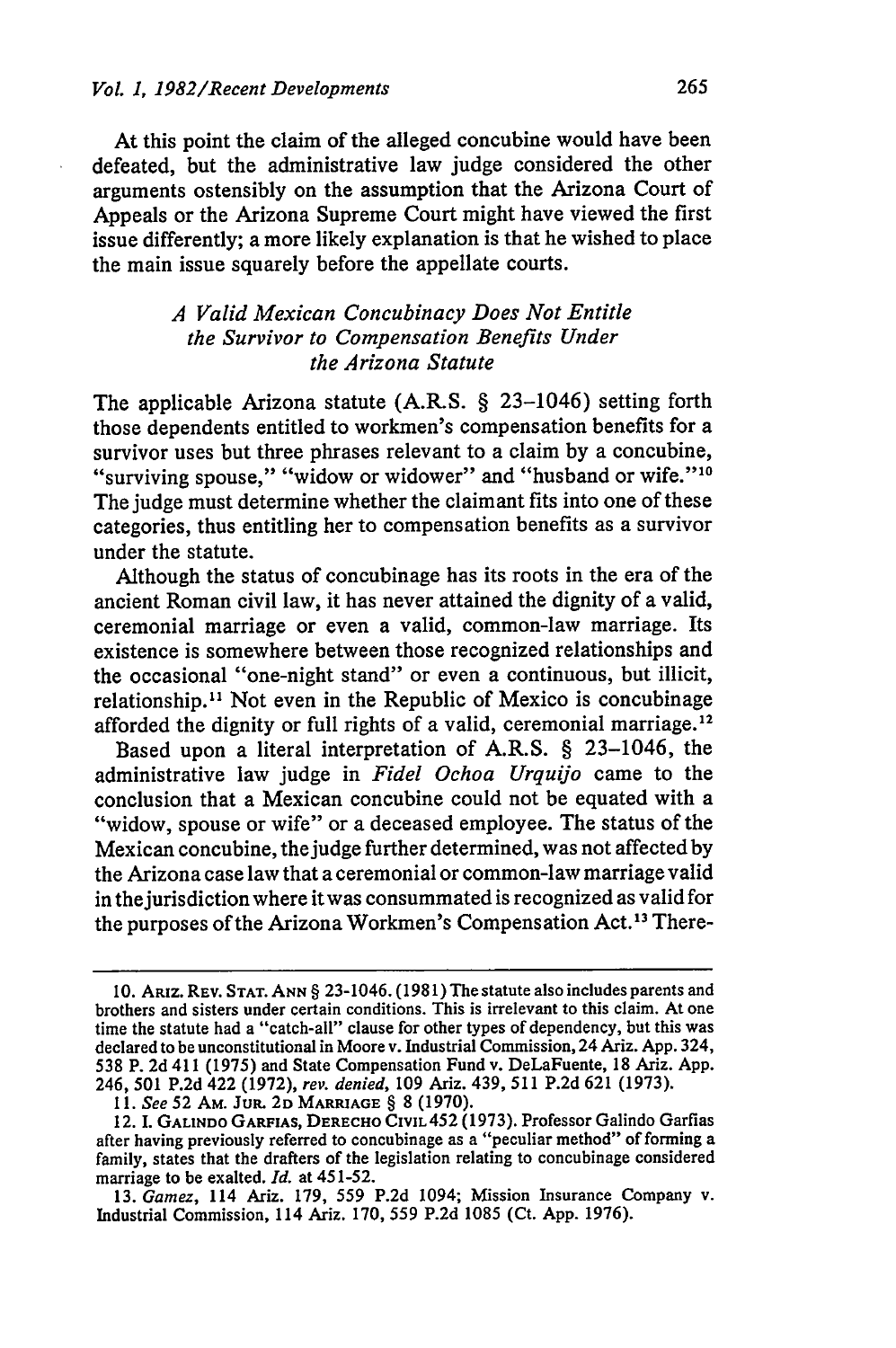At this point the claim of the alleged concubine would have been defeated, but the administrative law judge considered the other arguments ostensibly on the assumption that the Arizona Court of Appeals or the Arizona Supreme Court might have viewed the first issue differently; a more likely explanation is that he wished to place the main issue squarely before the appellate courts.

### *A Valid Mexican Concubinacy Does Not Entitle the Survivor to Compensation Benefits Under the Arizona Statute*

The applicable Arizona statute (A.R.S. § 23-1046) setting forth those dependents entitled to workmen's compensation benefits for a survivor uses but three phrases relevant to a claim by a concubine, "surviving spouse," "widow or widower" and "husband or wife."[10] The judge must determine whether the claimant fits into one of these categories, thus entitling her to compensation benefits as a survivor under the statute.

Although the status of concubinage has its roots in the era of the ancient Roman civil law, it has never attained the dignity of a valid, ceremonial marriage or even a valid, common-law marriage. Its existence is somewhere between those recognized relationships and the occasional "one-night stand" or even a continuous, but illicit, relationship.[11] Not even in the Republic of Mexico is concubinage afforded the dignity or full rights of a valid, ceremonial marriage.[12]

Based upon a literal interpretation of A.R.S. § 23-1046, the administrative law judge in *Fidel Ochoa Urquijo* came to the conclusion that a Mexican concubine could not be equated with a "widow, spouse or wife" or a deceased employee. The status of the Mexican concubine, the judge further determined, was not affected by the Arizona case law that a ceremonial or common-law marriage valid in the jurisdiction where it was consummated is recognized as valid for the purposes of the Arizona Workmen's Compensation Act.[13] There-

---

10. ARIZ. REV. STAT. ANN § 23-1046. (1981) The statute also includes parents and brothers and sisters under certain conditions. This is irrelevant to this claim. At one time the statute had a "catch-all" clause for other types of dependency, but this was declared to be unconstitutional in Moore v. Industrial Commission, 24 Ariz. App. 324, 538 P. 2d 411 (1975) and State Compensation Fund v. DeLaFuente, 18 Ariz. App. 246, 501 P.2d 422 (1972), *rev. denied*, 109 Ariz. 439, 511 P.2d 621 (1973).

11. *See* 52 AM. JUR. 2D MARRIAGE § 8 (1970).

12. I. GALINDO GARFIAS, DERECHO CIVIL 452 (1973). Professor Galindo Garfias after having previously referred to concubinage as a "peculiar method" of forming a family, states that the drafters of the legislation relating to concubinage considered marriage to be exalted. *Id.* at 451-52.

13. *Gamez*, 114 Ariz. 179, 559 P.2d 1094; Mission Insurance Company v. Industrial Commission, 114 Ariz. 170, 559 P.2d 1085 (Ct. App. 1976).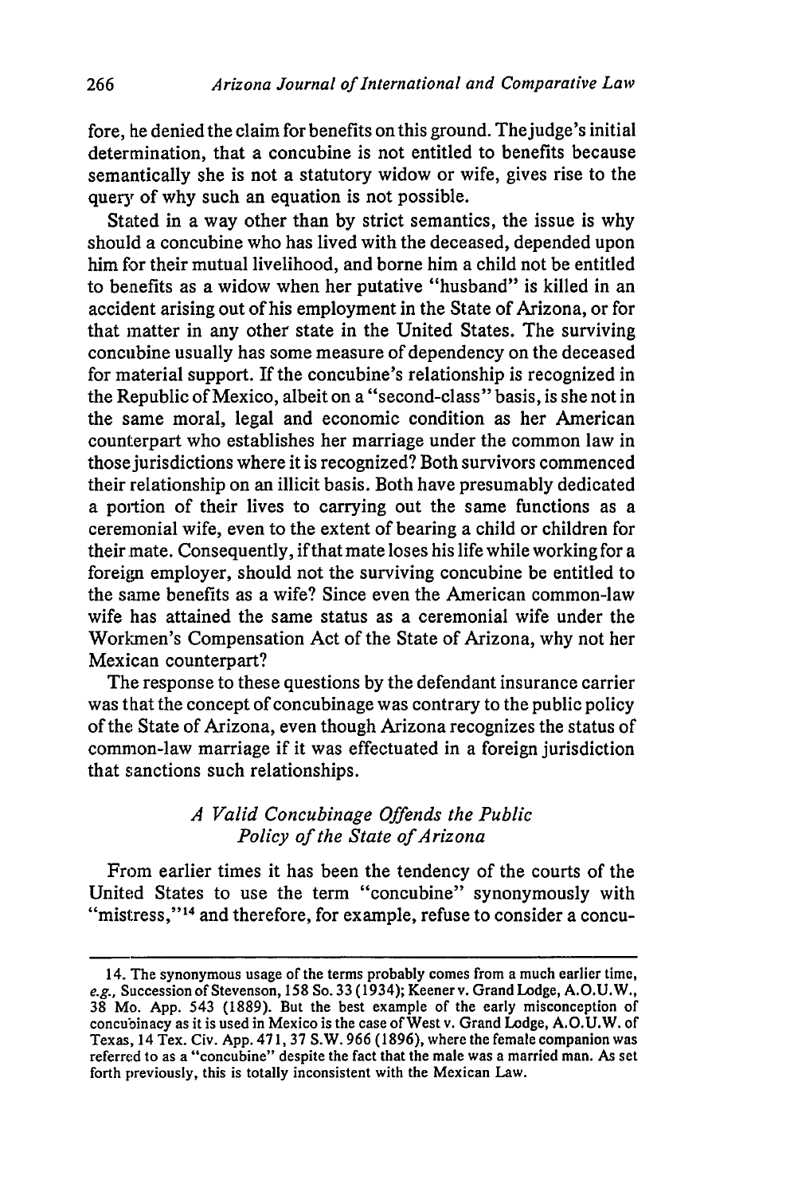fore, he denied the claim for benefits on this ground. The judge's initial determination, that a concubine is not entitled to benefits because semantically she is not a statutory widow or wife, gives rise to the query of why such an equation is not possible.

Stated in a way other than by strict semantics, the issue is why should a concubine who has lived with the deceased, depended upon him for their mutual livelihood, and borne him a child not be entitled to benefits as a widow when her putative "husband" is killed in an accident arising out of his employment in the State of Arizona, or for that matter in any other state in the United States. The surviving concubine usually has some measure of dependency on the deceased for material support. If the concubine's relationship is recognized in the Republic of Mexico, albeit on a "second-class" basis, is she not in the same moral, legal and economic condition as her American counterpart who establishes her marriage under the common law in those jurisdictions where it is recognized? Both survivors commenced their relationship on an illicit basis. Both have presumably dedicated a portion of their lives to carrying out the same functions as a ceremonial wife, even to the extent of bearing a child or children for their mate. Consequently, if that mate loses his life while working for a foreign employer, should not the surviving concubine be entitled to the same benefits as a wife? Since even the American common-law wife has attained the same status as a ceremonial wife under the Workmen's Compensation Act of the State of Arizona, why not her Mexican counterpart?

The response to these questions by the defendant insurance carrier was that the concept of concubinage was contrary to the public policy of the State of Arizona, even though Arizona recognizes the status of common-law marriage if it was effectuated in a foreign jurisdiction that sanctions such relationships.

### *A Valid Concubinage Offends the Public Policy of the State of Arizona*

From earlier times it has been the tendency of the courts of the United States to use the term "concubine" synonymously with "mistress,"[14] and therefore, for example, refuse to consider a concu-

---

14. The synonymous usage of the terms probably comes from a much earlier time, *e.g.*, Succession of Stevenson, 158 So. 33 (1934); Keener v. Grand Lodge, A.O.U.W., 38 Mo. App. 543 (1889). But the best example of the early misconception of concubinacy as it is used in Mexico is the case of West v. Grand Lodge, A.O.U.W. of Texas, 14 Tex. Civ. App. 471, 37 S.W. 966 (1896), where the female companion was referred to as a "concubine" despite the fact that the male was a married man. As set forth previously, this is totally inconsistent with the Mexican Law.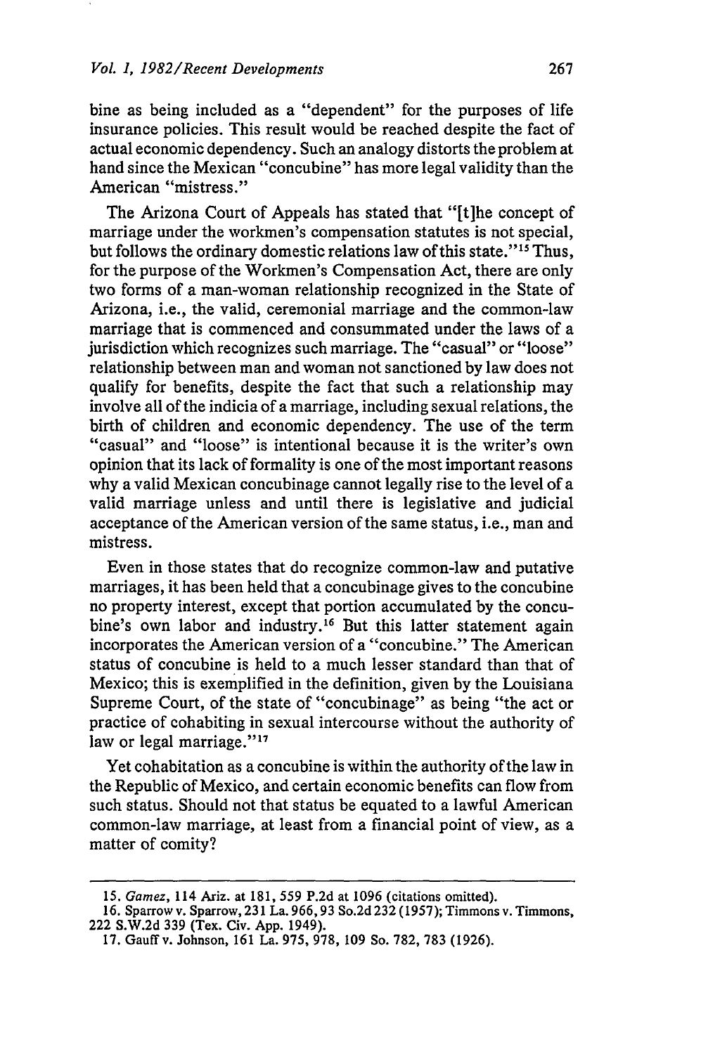bine as being included as a "dependent" for the purposes of life insurance policies. This result would be reached despite the fact of actual economic dependency. Such an analogy distorts the problem at hand since the Mexican "concubine" has more legal validity than the American "mistress."

The Arizona Court of Appeals has stated that "[t]he concept of marriage under the workmen's compensation statutes is not special, but follows the ordinary domestic relations law of this state."[15] Thus, for the purpose of the Workmen's Compensation Act, there are only two forms of a man-woman relationship recognized in the State of Arizona, i.e., the valid, ceremonial marriage and the common-law marriage that is commenced and consummated under the laws of a jurisdiction which recognizes such marriage. The "casual" or "loose" relationship between man and woman not sanctioned by law does not qualify for benefits, despite the fact that such a relationship may involve all of the indicia of a marriage, including sexual relations, the birth of children and economic dependency. The use of the term "casual" and "loose" is intentional because it is the writer's own opinion that its lack of formality is one of the most important reasons why a valid Mexican concubinage cannot legally rise to the level of a valid marriage unless and until there is legislative and judicial acceptance of the American version of the same status, i.e., man and mistress.

Even in those states that do recognize common-law and putative marriages, it has been held that a concubinage gives to the concubine no property interest, except that portion accumulated by the concubine's own labor and industry.[16] But this latter statement again incorporates the American version of a "concubine." The American status of concubine is held to a much lesser standard than that of Mexico; this is exemplified in the definition, given by the Louisiana Supreme Court, of the state of "concubinage" as being "the act or practice of cohabiting in sexual intercourse without the authority of law or legal marriage."[17]

Yet cohabitation as a concubine is within the authority of the law in the Republic of Mexico, and certain economic benefits can flow from such status. Should not that status be equated to a lawful American common-law marriage, at least from a financial point of view, as a matter of comity?

---

15. *Gamez*, 114 Ariz. at 181, 559 P.2d at 1096 (citations omitted).

16. Sparrow v. Sparrow, 231 La. 966, 93 So.2d 232 (1957); Timmons v. Timmons, 222 S.W.2d 339 (Tex. Civ. App. 1949).

17. Gauff v. Johnson, 161 La. 975, 978, 109 So. 782, 783 (1926).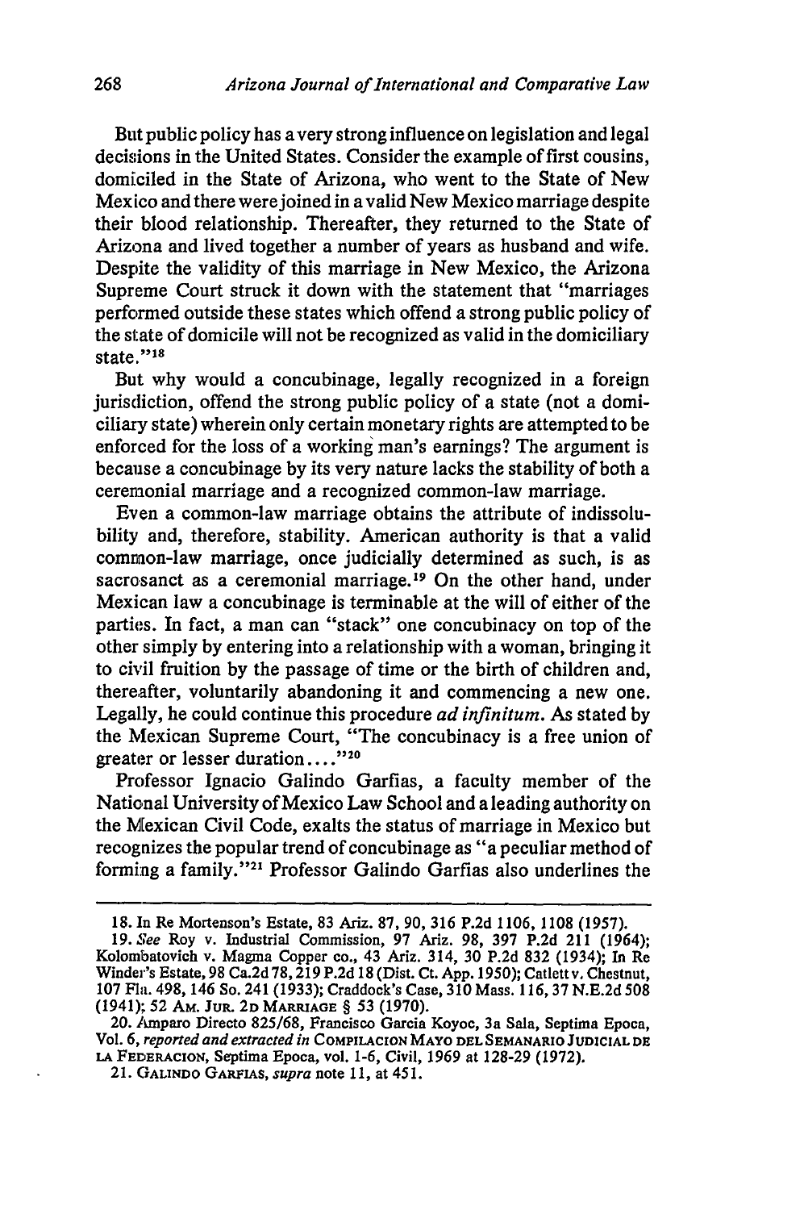But public policy has a very strong influence on legislation and legal decisions in the United States. Consider the example of first cousins, domiciled in the State of Arizona, who went to the State of New Mexico and there were joined in a valid New Mexico marriage despite their blood relationship. Thereafter, they returned to the State of Arizona and lived together a number of years as husband and wife. Despite the validity of this marriage in New Mexico, the Arizona Supreme Court struck it down with the statement that "marriages performed outside these states which offend a strong public policy of the state of domicile will not be recognized as valid in the domiciliary state."[18]

But why would a concubinage, legally recognized in a foreign jurisdiction, offend the strong public policy of a state (not a domiciliary state) wherein only certain monetary rights are attempted to be enforced for the loss of a working man's earnings? The argument is because a concubinage by its very nature lacks the stability of both a ceremonial marriage and a recognized common-law marriage.

Even a common-law marriage obtains the attribute of indissolubility and, therefore, stability. American authority is that a valid common-law marriage, once judicially determined as such, is as sacrosanct as a ceremonial marriage.[19] On the other hand, under Mexican law a concubinage is terminable at the will of either of the parties. In fact, a man can "stack" one concubinacy on top of the other simply by entering into a relationship with a woman, bringing it to civil fruition by the passage of time or the birth of children and, thereafter, voluntarily abandoning it and commencing a new one. Legally, he could continue this procedure *ad infinitum*. As stated by the Mexican Supreme Court, "The concubinacy is a free union of greater or lesser duration...."[20]

Professor Ignacio Galindo Garfias, a faculty member of the National University of Mexico Law School and a leading authority on the Mexican Civil Code, exalts the status of marriage in Mexico but recognizes the popular trend of concubinage as "a peculiar method of forming a family."[21] Professor Galindo Garfias also underlines the

---

18. In Re Mortenson's Estate, 83 Ariz. 87, 90, 316 P.2d 1106, 1108 (1957).

19. *See* Roy v. Industrial Commission, 97 Ariz. 98, 397 P.2d 211 (1964); Kolombatovich v. Magma Copper co., 43 Ariz. 314, 30 P.2d 832 (1934); In Re Winder's Estate, 98 Ca.2d 78, 219 P.2d 18 (Dist. Ct. App. 1950); Catlett v. Chestnut, 107 Fla. 498, 146 So. 241 (1933); Craddock's Case, 310 Mass. 116, 37 N.E.2d 508 (1941); 52 AM. JUR. 2D MARRIAGE § 53 (1970).

20. Amparo Directo 825/68, Francisco Garcia Koyoc, 3a Sala, Septima Epoca, Vol. 6, *reported and extracted in* COMPILACION MAYO DEL SEMANARIO JUDICIAL DE LA FEDERACION, Septima Epoca, vol. 1-6, Civil, 1969 at 128-29 (1972).

21. GALINDO GARFIAS, *supra* note 11, at 451.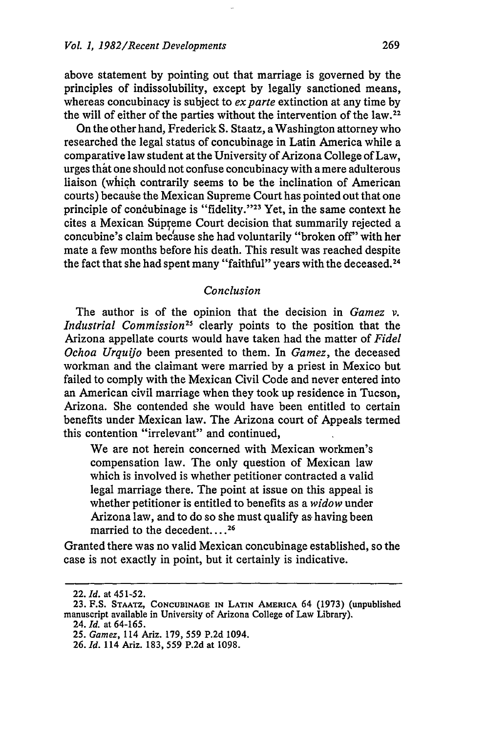above statement by pointing out that marriage is governed by the principles of indissolubility, except by legally sanctioned means, whereas concubinacy is subject to *ex parte* extinction at any time by the will of either of the parties without the intervention of the law.[22]

On the other hand, Frederick S. Staatz, a Washington attorney who researched the legal status of concubinage in Latin America while a comparative law student at the University of Arizona College of Law, urges that one should not confuse concubinacy with a mere adulterous liaison (which contrarily seems to be the inclination of American courts) because the Mexican Supreme Court has pointed out that one principle of concubinage is "fidelity."[23] Yet, in the same context he cites a Mexican Supreme Court decision that summarily rejected a concubine's claim because she had voluntarily "broken off" with her mate a few months before his death. This result was reached despite the fact that she had spent many "faithful" years with the deceased.[24]

### *Conclusion*

The author is of the opinion that the decision in *Gamez v. Industrial Commission*[25] clearly points to the position that the Arizona appellate courts would have taken had the matter of *Fidel Ochoa Urquijo* been presented to them. In *Gamez*, the deceased workman and the claimant were married by a priest in Mexico but failed to comply with the Mexican Civil Code and never entered into an American civil marriage when they took up residence in Tucson, Arizona. She contended she would have been entitled to certain benefits under Mexican law. The Arizona court of Appeals termed this contention "irrelevant" and continued,

> We are not herein concerned with Mexican workmen's compensation law. The only question of Mexican law which is involved is whether petitioner contracted a valid legal marriage there. The point at issue on this appeal is whether petitioner is entitled to benefits as a *widow* under Arizona law, and to do so she must qualify as having been married to the decedent....[26]

Granted there was no valid Mexican concubinage established, so the case is not exactly in point, but it certainly is indicative.

---

22. *Id.* at 451-52.

23. F.S. STAATZ, CONCUBINAGE IN LATIN AMERICA 64 (1973) (unpublished manuscript available in University of Arizona College of Law Library).

24. *Id.* at 64-165.

25. *Gamez*, 114 Ariz. 179, 559 P.2d 1094.

26. *Id.* 114 Ariz. 183, 559 P.2d at 1098.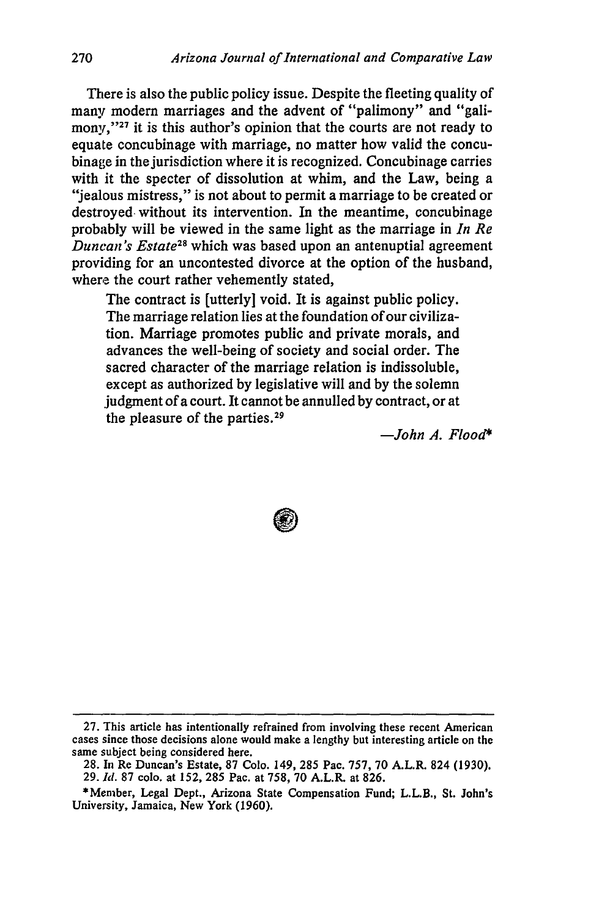There is also the public policy issue. Despite the fleeting quality of many modern marriages and the advent of "palimony" and "galimony,"[27] it is this author's opinion that the courts are not ready to equate concubinage with marriage, no matter how valid the concubinage in the jurisdiction where it is recognized. Concubinage carries with it the specter of dissolution at whim, and the Law, being a "jealous mistress," is not about to permit a marriage to be created or destroyed without its intervention. In the meantime, concubinage probably will be viewed in the same light as the marriage in *In Re Duncan's Estate*[28] which was based upon an antenuptial agreement providing for an uncontested divorce at the option of the husband, where the court rather vehemently stated,

> The contract is [utterly] void. It is against public policy. The marriage relation lies at the foundation of our civilization. Marriage promotes public and private morals, and advances the well-being of society and social order. The sacred character of the marriage relation is indissoluble, except as authorized by legislative will and by the solemn judgment of a court. It cannot be annulled by contract, or at the pleasure of the parties.[29]

*—John A. Flood**

---

27. This article has intentionally refrained from involving these recent American cases since those decisions alone would make a lengthy but interesting article on the same subject being considered here.

28. In Re Duncan's Estate, 87 Colo. 149, 285 Pac. 757, 70 A.L.R. 824 (1930).

29. *Id.* 87 colo. at 152, 285 Pac. at 758, 70 A.L.R. at 826.

*Member, Legal Dept., Arizona State Compensation Fund; L.L.B., St. John's University, Jamaica, New York (1960).